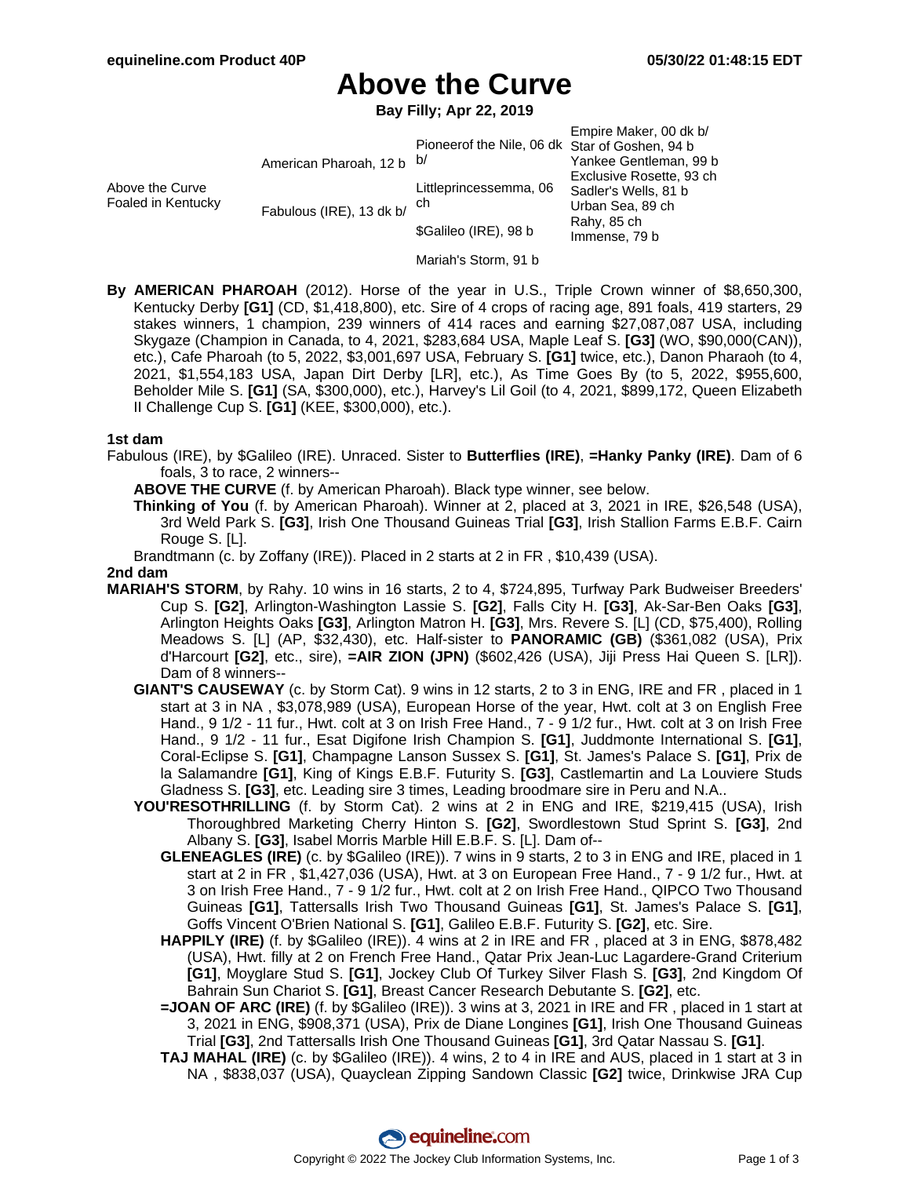# Above the Curve

**Bay Filly; Apr 22, 2019**

| | | | |
|---|---|---|---|
| Above the Curve Foaled in Kentucky | American Pharoah, 12 b | Pioneerof the Nile, 06 dk b/ | Empire Maker, 00 dk b/ |
| | | | Star of Goshen, 94 b |
| | | Littleprincessemma, 06 ch | Yankee Gentleman, 99 b |
| | | | Exclusive Rosette, 93 ch |
| | Fabulous (IRE), 13 dk b/ | $Galileo (IRE), 98 b | Sadler's Wells, 81 b |
| | | | Urban Sea, 89 ch |
| | | Mariah's Storm, 91 b | Rahy, 85 ch |
| | | | Immense, 79 b |

**By AMERICAN PHAROAH** (2012). Horse of the year in U.S., Triple Crown winner of $8,650,300, Kentucky Derby **[G1]** (CD, $1,418,800), etc. Sire of 4 crops of racing age, 891 foals, 419 starters, 29 stakes winners, 1 champion, 239 winners of 414 races and earning $27,087,087 USA, including Skygaze (Champion in Canada, to 4, 2021, $283,684 USA, Maple Leaf S. **[G3]** (WO, $90,000(CAN)), etc.), Cafe Pharoah (to 5, 2022, $3,001,697 USA, February S. **[G1]** twice, etc.), Danon Pharaoh (to 4, 2021, $1,554,183 USA, Japan Dirt Derby [LR], etc.), As Time Goes By (to 5, 2022, $955,600, Beholder Mile S. **[G1]** (SA, $300,000), etc.), Harvey's Lil Goil (to 4, 2021, $899,172, Queen Elizabeth II Challenge Cup S. **[G1]** (KEE, $300,000), etc.).

### 1st dam

Fabulous (IRE), by $Galileo (IRE). Unraced. Sister to **Butterflies (IRE)**, **=Hanky Panky (IRE)**. Dam of 6 foals, 3 to race, 2 winners--

- **ABOVE THE CURVE** (f. by American Pharoah). Black type winner, see below.
- **Thinking of You** (f. by American Pharoah). Winner at 2, placed at 3, 2021 in IRE, $26,548 (USA), 3rd Weld Park S. **[G3]**, Irish One Thousand Guineas Trial **[G3]**, Irish Stallion Farms E.B.F. Cairn Rouge S. [L].
- Brandtmann (c. by Zoffany (IRE)). Placed in 2 starts at 2 in FR , $10,439 (USA).

### 2nd dam

**MARIAH'S STORM**, by Rahy. 10 wins in 16 starts, 2 to 4, $724,895, Turfway Park Budweiser Breeders' Cup S. **[G2]**, Arlington-Washington Lassie S. **[G2]**, Falls City H. **[G3]**, Ak-Sar-Ben Oaks **[G3]**, Arlington Heights Oaks **[G3]**, Arlington Matron H. **[G3]**, Mrs. Revere S. [L] (CD, $75,400), Rolling Meadows S. [L] (AP, $32,430), etc. Half-sister to **PANORAMIC (GB)** ($361,082 (USA), Prix d'Harcourt **[G2]**, etc., sire), **=AIR ZION (JPN)** ($602,426 (USA), Jiji Press Hai Queen S. [LR]). Dam of 8 winners--

- **GIANT'S CAUSEWAY** (c. by Storm Cat). 9 wins in 12 starts, 2 to 3 in ENG, IRE and FR , placed in 1 start at 3 in NA , $3,078,989 (USA), European Horse of the year, Hwt. colt at 3 on English Free Hand., 9 1/2 - 11 fur., Hwt. colt at 3 on Irish Free Hand., 7 - 9 1/2 fur., Hwt. colt at 3 on Irish Free Hand., 9 1/2 - 11 fur., Esat Digifone Irish Champion S. **[G1]**, Juddmonte International S. **[G1]**, Coral-Eclipse S. **[G1]**, Champagne Lanson Sussex S. **[G1]**, St. James's Palace S. **[G1]**, Prix de la Salamandre **[G1]**, King of Kings E.B.F. Futurity S. **[G3]**, Castlemartin and La Louviere Studs Gladness S. **[G3]**, etc. Leading sire 3 times, Leading broodmare sire in Peru and N.A..
- **YOU'RESOTHRILLING** (f. by Storm Cat). 2 wins at 2 in ENG and IRE, $219,415 (USA), Irish Thoroughbred Marketing Cherry Hinton S. **[G2]**, Swordlestown Stud Sprint S. **[G3]**, 2nd Albany S. **[G3]**, Isabel Morris Marble Hill E.B.F. S. [L]. Dam of--
  - **GLENEAGLES (IRE)** (c. by $Galileo (IRE)). 7 wins in 9 starts, 2 to 3 in ENG and IRE, placed in 1 start at 2 in FR , $1,427,036 (USA), Hwt. at 3 on European Free Hand., 7 - 9 1/2 fur., Hwt. at 3 on Irish Free Hand., 7 - 9 1/2 fur., Hwt. colt at 2 on Irish Free Hand., QIPCO Two Thousand Guineas **[G1]**, Tattersalls Irish Two Thousand Guineas **[G1]**, St. James's Palace S. **[G1]**, Goffs Vincent O'Brien National S. **[G1]**, Galileo E.B.F. Futurity S. **[G2]**, etc. Sire.
  - **HAPPILY (IRE)** (f. by $Galileo (IRE)). 4 wins at 2 in IRE and FR , placed at 3 in ENG, $878,482 (USA), Hwt. filly at 2 on French Free Hand., Qatar Prix Jean-Luc Lagardere-Grand Criterium **[G1]**, Moyglare Stud S. **[G1]**, Jockey Club Of Turkey Silver Flash S. **[G3]**, 2nd Kingdom Of Bahrain Sun Chariot S. **[G1]**, Breast Cancer Research Debutante S. **[G2]**, etc.
  - **=JOAN OF ARC (IRE)** (f. by $Galileo (IRE)). 3 wins at 3, 2021 in IRE and FR , placed in 1 start at 3, 2021 in ENG, $908,371 (USA), Prix de Diane Longines **[G1]**, Irish One Thousand Guineas Trial **[G3]**, 2nd Tattersalls Irish One Thousand Guineas **[G1]**, 3rd Qatar Nassau S. **[G1]**.
  - **TAJ MAHAL (IRE)** (c. by $Galileo (IRE)). 4 wins, 2 to 4 in IRE and AUS, placed in 1 start at 3 in NA , $838,037 (USA), Quayclean Zipping Sandown Classic **[G2]** twice, Drinkwise JRA Cup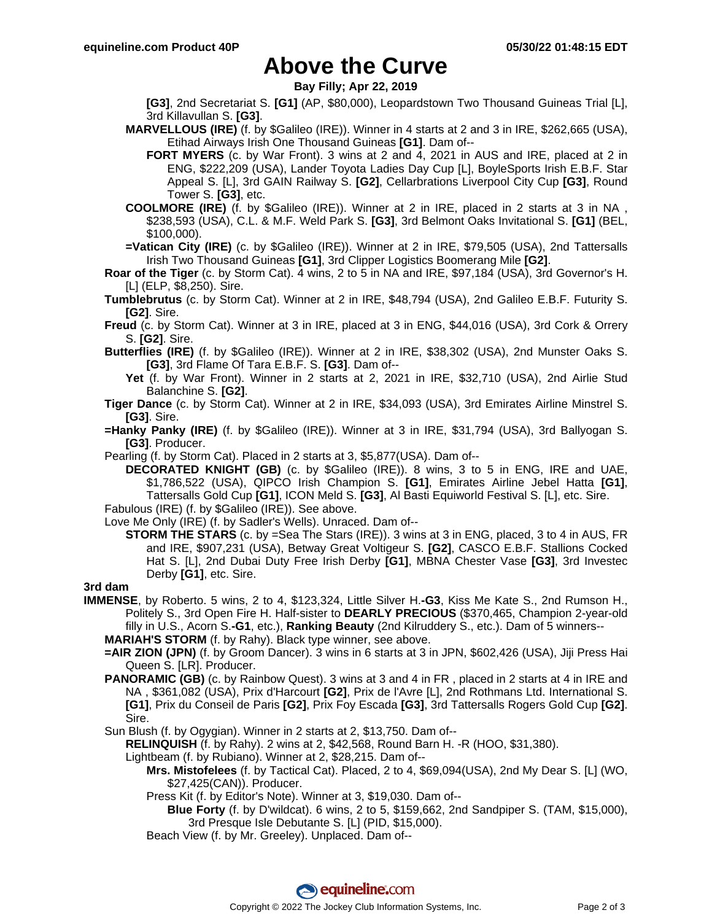# Above the Curve

**Bay Filly; Apr 22, 2019**

**[G3]**, 2nd Secretariat S. **[G1]** (AP, $80,000), Leopardstown Two Thousand Guineas Trial [L], 3rd Killavullan S. **[G3]**.

**MARVELLOUS (IRE)** (f. by $Galileo (IRE)). Winner in 4 starts at 2 and 3 in IRE, $262,665 (USA), Etihad Airways Irish One Thousand Guineas **[G1]**. Dam of--

**FORT MYERS** (c. by War Front). 3 wins at 2 and 4, 2021 in AUS and IRE, placed at 2 in ENG, $222,209 (USA), Lander Toyota Ladies Day Cup [L], BoyleSports Irish E.B.F. Star Appeal S. [L], 3rd GAIN Railway S. **[G2]**, Cellarbrations Liverpool City Cup **[G3]**, Round Tower S. **[G3]**, etc.

**COOLMORE (IRE)** (f. by $Galileo (IRE)). Winner at 2 in IRE, placed in 2 starts at 3 in NA , $238,593 (USA), C.L. & M.F. Weld Park S. **[G3]**, 3rd Belmont Oaks Invitational S. **[G1]** (BEL, $100,000).

**=Vatican City (IRE)** (c. by $Galileo (IRE)). Winner at 2 in IRE, $79,505 (USA), 2nd Tattersalls Irish Two Thousand Guineas **[G1]**, 3rd Clipper Logistics Boomerang Mile **[G2]**.

**Roar of the Tiger** (c. by Storm Cat). 4 wins, 2 to 5 in NA and IRE, $97,184 (USA), 3rd Governor's H. [L] (ELP, $8,250). Sire.

**Tumblebrutus** (c. by Storm Cat). Winner at 2 in IRE, $48,794 (USA), 2nd Galileo E.B.F. Futurity S. **[G2]**. Sire.

**Freud** (c. by Storm Cat). Winner at 3 in IRE, placed at 3 in ENG, $44,016 (USA), 3rd Cork & Orrery S. **[G2]**. Sire.

**Butterflies (IRE)** (f. by $Galileo (IRE)). Winner at 2 in IRE, $38,302 (USA), 2nd Munster Oaks S. **[G3]**, 3rd Flame Of Tara E.B.F. S. **[G3]**. Dam of--

**Yet** (f. by War Front). Winner in 2 starts at 2, 2021 in IRE, $32,710 (USA), 2nd Airlie Stud Balanchine S. **[G2]**.

**Tiger Dance** (c. by Storm Cat). Winner at 2 in IRE, $34,093 (USA), 3rd Emirates Airline Minstrel S. **[G3]**. Sire.

**=Hanky Panky (IRE)** (f. by $Galileo (IRE)). Winner at 3 in IRE, $31,794 (USA), 3rd Ballyogan S. **[G3]**. Producer.

Pearling (f. by Storm Cat). Placed in 2 starts at 3, $5,877(USA). Dam of--

**DECORATED KNIGHT (GB)** (c. by $Galileo (IRE)). 8 wins, 3 to 5 in ENG, IRE and UAE, $1,786,522 (USA), QIPCO Irish Champion S. **[G1]**, Emirates Airline Jebel Hatta **[G1]**, Tattersalls Gold Cup **[G1]**, ICON Meld S. **[G3]**, Al Basti Equiworld Festival S. [L], etc. Sire.

Fabulous (IRE) (f. by $Galileo (IRE)). See above.

Love Me Only (IRE) (f. by Sadler's Wells). Unraced. Dam of--

**STORM THE STARS** (c. by =Sea The Stars (IRE)). 3 wins at 3 in ENG, placed, 3 to 4 in AUS, FR and IRE, $907,231 (USA), Betway Great Voltigeur S. **[G2]**, CASCO E.B.F. Stallions Cocked Hat S. [L], 2nd Dubai Duty Free Irish Derby **[G1]**, MBNA Chester Vase **[G3]**, 3rd Investec Derby **[G1]**, etc. Sire.

## 3rd dam

**IMMENSE**, by Roberto. 5 wins, 2 to 4, $123,324, Little Silver H.**-G3**, Kiss Me Kate S., 2nd Rumson H., Politely S., 3rd Open Fire H. Half-sister to **DEARLY PRECIOUS** ($370,465, Champion 2-year-old filly in U.S., Acorn S.**-G1**, etc.), **Ranking Beauty** (2nd Kilruddery S., etc.). Dam of 5 winners--

**MARIAH'S STORM** (f. by Rahy). Black type winner, see above.

**=AIR ZION (JPN)** (f. by Groom Dancer). 3 wins in 6 starts at 3 in JPN, $602,426 (USA), Jiji Press Hai Queen S. [LR]. Producer.

**PANORAMIC (GB)** (c. by Rainbow Quest). 3 wins at 3 and 4 in FR , placed in 2 starts at 4 in IRE and NA , $361,082 (USA), Prix d'Harcourt **[G2]**, Prix de l'Avre [L], 2nd Rothmans Ltd. International S. **[G1]**, Prix du Conseil de Paris **[G2]**, Prix Foy Escada **[G3]**, 3rd Tattersalls Rogers Gold Cup **[G2]**. Sire.

Sun Blush (f. by Ogygian). Winner in 2 starts at 2, $13,750. Dam of--

**RELINQUISH** (f. by Rahy). 2 wins at 2, $42,568, Round Barn H. -R (HOO, $31,380).

Lightbeam (f. by Rubiano). Winner at 2, $28,215. Dam of--

**Mrs. Mistofelees** (f. by Tactical Cat). Placed, 2 to 4, $69,094(USA), 2nd My Dear S. [L] (WO, $27,425(CAN)). Producer.

Press Kit (f. by Editor's Note). Winner at 3, $19,030. Dam of--

**Blue Forty** (f. by D'wildcat). 6 wins, 2 to 5, $159,662, 2nd Sandpiper S. (TAM, $15,000), 3rd Presque Isle Debutante S. [L] (PID, $15,000).

Beach View (f. by Mr. Greeley). Unplaced. Dam of--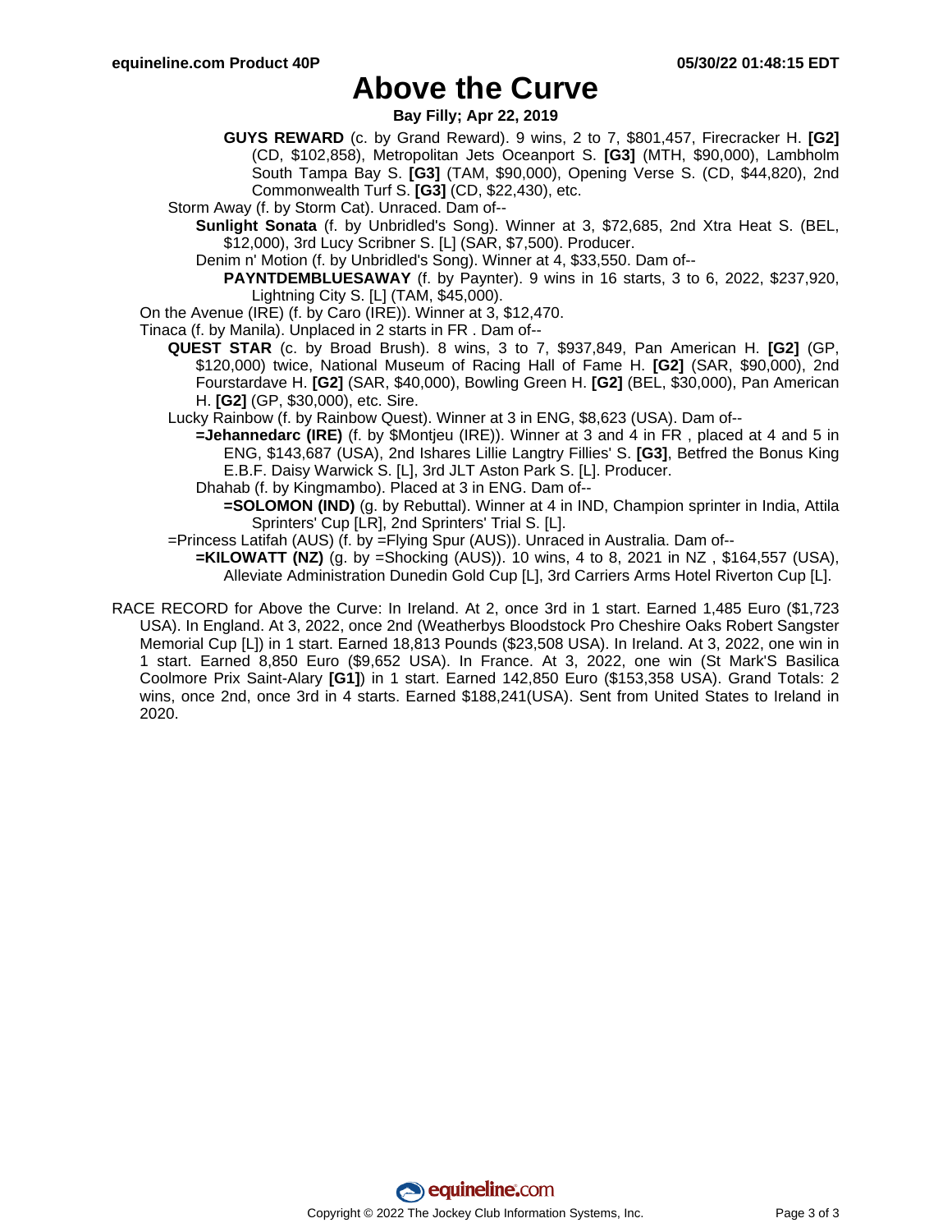# Above the Curve

**Bay Filly; Apr 22, 2019**

**GUYS REWARD** (c. by Grand Reward). 9 wins, 2 to 7, $801,457, Firecracker H. **[G2]** (CD, $102,858), Metropolitan Jets Oceanport S. **[G3]** (MTH, $90,000), Lambholm South Tampa Bay S. **[G3]** (TAM, $90,000), Opening Verse S. (CD, $44,820), 2nd Commonwealth Turf S. **[G3]** (CD, $22,430), etc.

Storm Away (f. by Storm Cat). Unraced. Dam of--

**Sunlight Sonata** (f. by Unbridled's Song). Winner at 3, $72,685, 2nd Xtra Heat S. (BEL, $12,000), 3rd Lucy Scribner S. [L] (SAR, $7,500). Producer.

Denim n' Motion (f. by Unbridled's Song). Winner at 4, $33,550. Dam of--

**PAYNTDEMBLUESAWAY** (f. by Paynter). 9 wins in 16 starts, 3 to 6, 2022, $237,920, Lightning City S. [L] (TAM, $45,000).

On the Avenue (IRE) (f. by Caro (IRE)). Winner at 3, $12,470.

Tinaca (f. by Manila). Unplaced in 2 starts in FR . Dam of--

**QUEST STAR** (c. by Broad Brush). 8 wins, 3 to 7, $937,849, Pan American H. **[G2]** (GP, $120,000) twice, National Museum of Racing Hall of Fame H. **[G2]** (SAR, $90,000), 2nd Fourstardave H. **[G2]** (SAR, $40,000), Bowling Green H. **[G2]** (BEL, $30,000), Pan American H. **[G2]** (GP, $30,000), etc. Sire.

Lucky Rainbow (f. by Rainbow Quest). Winner at 3 in ENG, $8,623 (USA). Dam of--

**=Jehannedarc (IRE)** (f. by $Montjeu (IRE)). Winner at 3 and 4 in FR , placed at 4 and 5 in ENG, $143,687 (USA), 2nd Ishares Lillie Langtry Fillies' S. **[G3]**, Betfred the Bonus King E.B.F. Daisy Warwick S. [L], 3rd JLT Aston Park S. [L]. Producer.

Dhahab (f. by Kingmambo). Placed at 3 in ENG. Dam of--

**=SOLOMON (IND)** (g. by Rebuttal). Winner at 4 in IND, Champion sprinter in India, Attila Sprinters' Cup [LR], 2nd Sprinters' Trial S. [L].

=Princess Latifah (AUS) (f. by =Flying Spur (AUS)). Unraced in Australia. Dam of--

**=KILOWATT (NZ)** (g. by =Shocking (AUS)). 10 wins, 4 to 8, 2021 in NZ , $164,557 (USA), Alleviate Administration Dunedin Gold Cup [L], 3rd Carriers Arms Hotel Riverton Cup [L].

RACE RECORD for Above the Curve: In Ireland. At 2, once 3rd in 1 start. Earned 1,485 Euro ($1,723 USA). In England. At 3, 2022, once 2nd (Weatherbys Bloodstock Pro Cheshire Oaks Robert Sangster Memorial Cup [L]) in 1 start. Earned 18,813 Pounds ($23,508 USA). In Ireland. At 3, 2022, one win in 1 start. Earned 8,850 Euro ($9,652 USA). In France. At 3, 2022, one win (St Mark'S Basilica Coolmore Prix Saint-Alary **[G1]**) in 1 start. Earned 142,850 Euro ($153,358 USA). Grand Totals: 2 wins, once 2nd, once 3rd in 4 starts. Earned $188,241(USA). Sent from United States to Ireland in 2020.